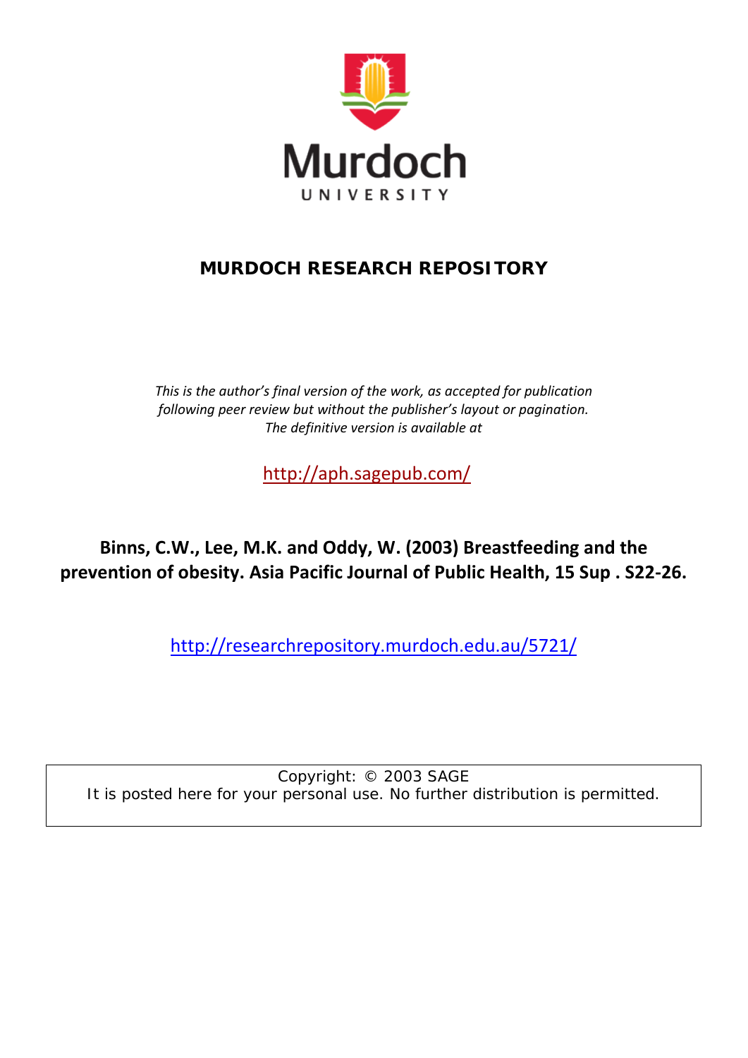Murdoch
UNIVERSITY

**MURDOCH RESEARCH REPOSITORY**

*This is the author's final version of the work, as accepted for publication following peer review but without the publisher's layout or pagination. The definitive version is available at*

http://aph.sagepub.com/

**Binns, C.W., Lee, M.K. and Oddy, W. (2003) Breastfeeding and the prevention of obesity. Asia Pacific Journal of Public Health, 15 Sup . S22-26.**

http://researchrepository.murdoch.edu.au/5721/

Copyright: © 2003 SAGE
It is posted here for your personal use. No further distribution is permitted.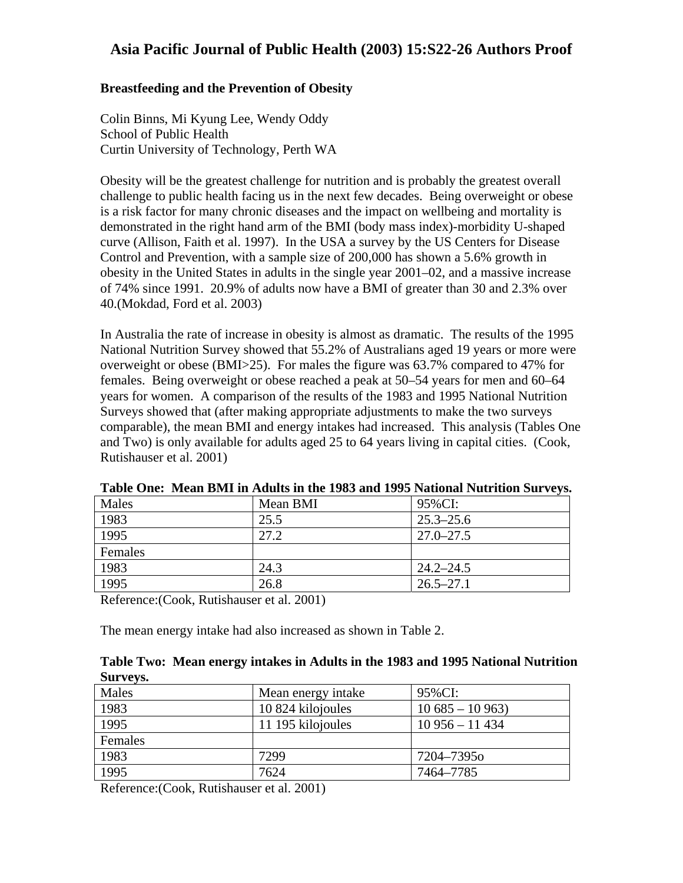# Breastfeeding and the Prevention of Obesity

Colin Binns, Mi Kyung Lee, Wendy Oddy
School of Public Health
Curtin University of Technology, Perth WA

Obesity will be the greatest challenge for nutrition and is probably the greatest overall challenge to public health facing us in the next few decades. Being overweight or obese is a risk factor for many chronic diseases and the impact on wellbeing and mortality is demonstrated in the right hand arm of the BMI (body mass index)-morbidity U-shaped curve (Allison, Faith et al. 1997). In the USA a survey by the US Centers for Disease Control and Prevention, with a sample size of 200,000 has shown a 5.6% growth in obesity in the United States in adults in the single year 2001–02, and a massive increase of 74% since 1991. 20.9% of adults now have a BMI of greater than 30 and 2.3% over 40.(Mokdad, Ford et al. 2003)

In Australia the rate of increase in obesity is almost as dramatic. The results of the 1995 National Nutrition Survey showed that 55.2% of Australians aged 19 years or more were overweight or obese (BMI>25). For males the figure was 63.7% compared to 47% for females. Being overweight or obese reached a peak at 50–54 years for men and 60–64 years for women. A comparison of the results of the 1983 and 1995 National Nutrition Surveys showed that (after making appropriate adjustments to make the two surveys comparable), the mean BMI and energy intakes had increased. This analysis (Tables One and Two) is only available for adults aged 25 to 64 years living in capital cities. (Cook, Rutishauser et al. 2001)

**Table One: Mean BMI in Adults in the 1983 and 1995 National Nutrition Surveys.**

| Males | Mean BMI | 95%CI: |
|---|---|---|
| 1983 | 25.5 | 25.3–25.6 |
| 1995 | 27.2 | 27.0–27.5 |
| Females | | |
| 1983 | 24.3 | 24.2–24.5 |
| 1995 | 26.8 | 26.5–27.1 |

Reference:(Cook, Rutishauser et al. 2001)

The mean energy intake had also increased as shown in Table 2.

**Table Two: Mean energy intakes in Adults in the 1983 and 1995 National Nutrition Surveys.**

| Males | Mean energy intake | 95%CI: |
|---|---|---|
| 1983 | 10 824 kilojoules | 10 685 – 10 963) |
| 1995 | 11 195 kilojoules | 10 956 – 11 434 |
| Females | | |
| 1983 | 7299 | 7204–7395o |
| 1995 | 7624 | 7464–7785 |

Reference:(Cook, Rutishauser et al. 2001)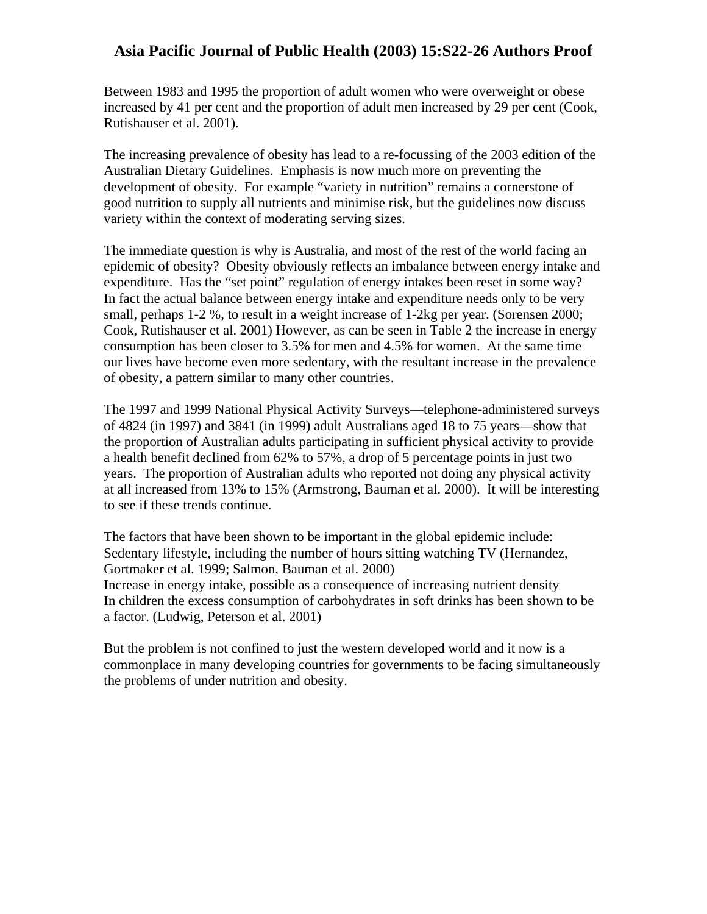Between 1983 and 1995 the proportion of adult women who were overweight or obese increased by 41 per cent and the proportion of adult men increased by 29 per cent (Cook, Rutishauser et al. 2001).

The increasing prevalence of obesity has lead to a re-focussing of the 2003 edition of the Australian Dietary Guidelines. Emphasis is now much more on preventing the development of obesity. For example "variety in nutrition" remains a cornerstone of good nutrition to supply all nutrients and minimise risk, but the guidelines now discuss variety within the context of moderating serving sizes.

The immediate question is why is Australia, and most of the rest of the world facing an epidemic of obesity? Obesity obviously reflects an imbalance between energy intake and expenditure. Has the "set point" regulation of energy intakes been reset in some way? In fact the actual balance between energy intake and expenditure needs only to be very small, perhaps 1-2 %, to result in a weight increase of 1-2kg per year. (Sorensen 2000; Cook, Rutishauser et al. 2001) However, as can be seen in Table 2 the increase in energy consumption has been closer to 3.5% for men and 4.5% for women. At the same time our lives have become even more sedentary, with the resultant increase in the prevalence of obesity, a pattern similar to many other countries.

The 1997 and 1999 National Physical Activity Surveys—telephone-administered surveys of 4824 (in 1997) and 3841 (in 1999) adult Australians aged 18 to 75 years—show that the proportion of Australian adults participating in sufficient physical activity to provide a health benefit declined from 62% to 57%, a drop of 5 percentage points in just two years. The proportion of Australian adults who reported not doing any physical activity at all increased from 13% to 15% (Armstrong, Bauman et al. 2000). It will be interesting to see if these trends continue.

The factors that have been shown to be important in the global epidemic include:
Sedentary lifestyle, including the number of hours sitting watching TV (Hernandez, Gortmaker et al. 1999; Salmon, Bauman et al. 2000)
Increase in energy intake, possible as a consequence of increasing nutrient density
In children the excess consumption of carbohydrates in soft drinks has been shown to be a factor. (Ludwig, Peterson et al. 2001)

But the problem is not confined to just the western developed world and it now is a commonplace in many developing countries for governments to be facing simultaneously the problems of under nutrition and obesity.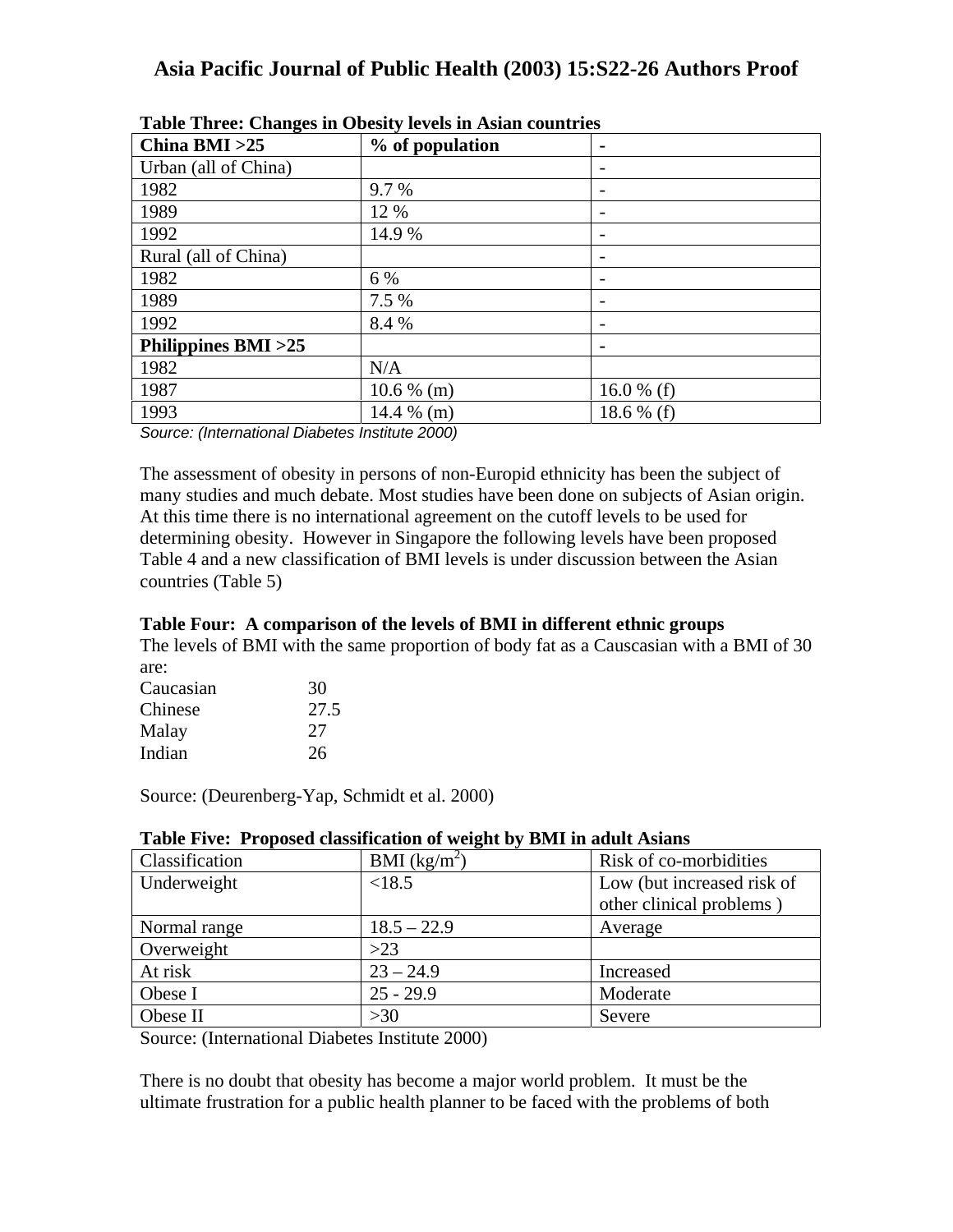**Table Three: Changes in Obesity levels in Asian countries**

| **China BMI >25** | **% of population** | **-** |
|---|---|---|
| Urban (all of China) | | - |
| 1982 | 9.7 % | - |
| 1989 | 12 % | - |
| 1992 | 14.9 % | - |
| Rural (all of China) | | - |
| 1982 | 6 % | - |
| 1989 | 7.5 % | - |
| 1992 | 8.4 % | - |
| **Philippines BMI >25** | | **-** |
| 1982 | N/A | |
| 1987 | 10.6 % (m) | 16.0 % (f) |
| 1993 | 14.4 % (m) | 18.6 % (f) |

*Source: (International Diabetes Institute 2000)*

The assessment of obesity in persons of non-Europid ethnicity has been the subject of many studies and much debate. Most studies have been done on subjects of Asian origin. At this time there is no international agreement on the cutoff levels to be used for determining obesity. However in Singapore the following levels have been proposed Table 4 and a new classification of BMI levels is under discussion between the Asian countries (Table 5)

**Table Four: A comparison of the levels of BMI in different ethnic groups**

The levels of BMI with the same proportion of body fat as a Causcasian with a BMI of 30 are:

| | |
|---|---|
| Caucasian | 30 |
| Chinese | 27.5 |
| Malay | 27 |
| Indian | 26 |

Source: (Deurenberg-Yap, Schmidt et al. 2000)

**Table Five: Proposed classification of weight by BMI in adult Asians**

| Classification | BMI (kg/m$^2$) | Risk of co-morbidities |
|---|---|---|
| Underweight | <18.5 | Low (but increased risk of other clinical problems ) |
| Normal range | 18.5 – 22.9 | Average |
| Overweight | >23 | |
| At risk | 23 – 24.9 | Increased |
| Obese I | 25 - 29.9 | Moderate |
| Obese II | >30 | Severe |

Source: (International Diabetes Institute 2000)

There is no doubt that obesity has become a major world problem. It must be the ultimate frustration for a public health planner to be faced with the problems of both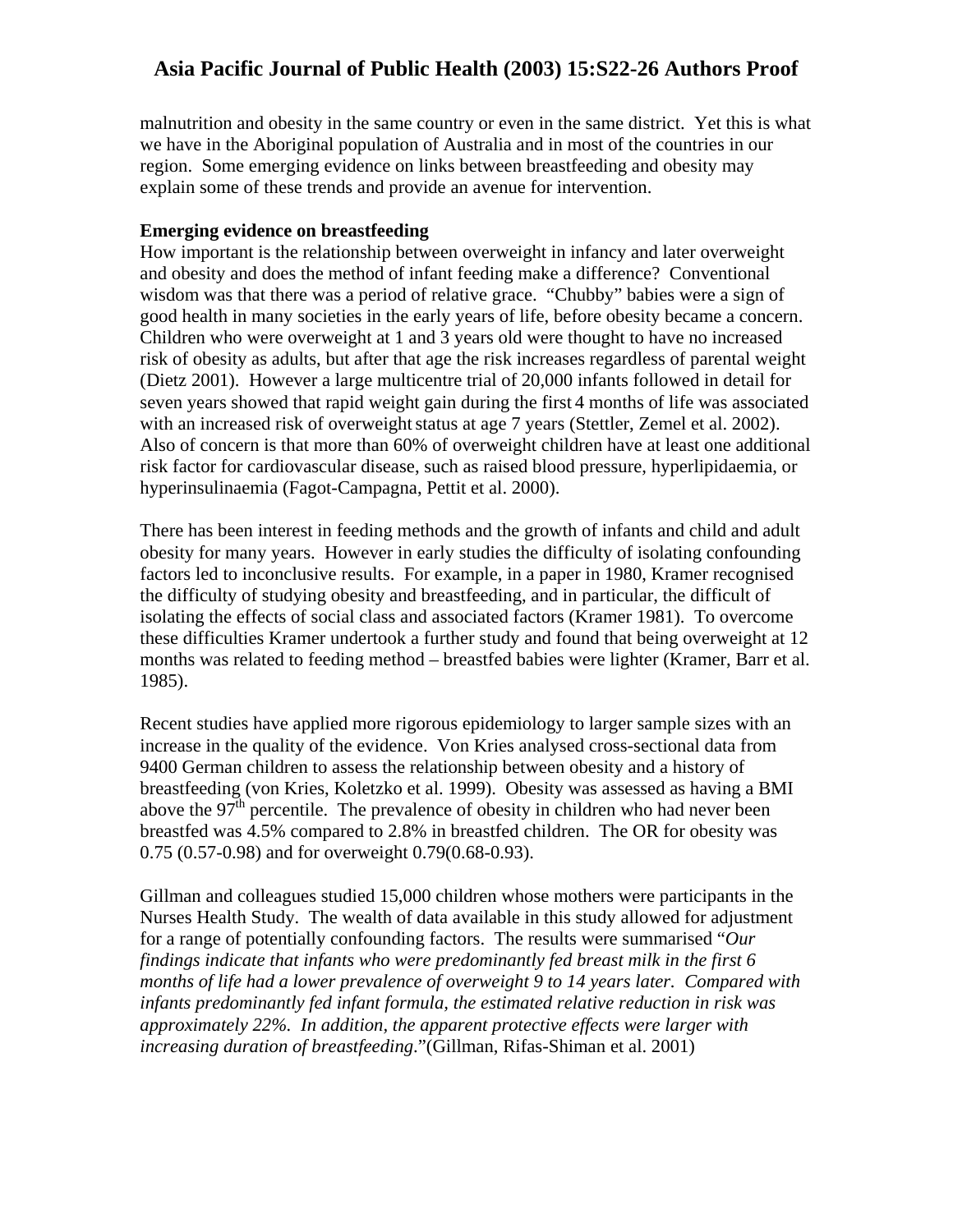malnutrition and obesity in the same country or even in the same district. Yet this is what we have in the Aboriginal population of Australia and in most of the countries in our region. Some emerging evidence on links between breastfeeding and obesity may explain some of these trends and provide an avenue for intervention.

**Emerging evidence on breastfeeding**

How important is the relationship between overweight in infancy and later overweight and obesity and does the method of infant feeding make a difference? Conventional wisdom was that there was a period of relative grace. "Chubby" babies were a sign of good health in many societies in the early years of life, before obesity became a concern. Children who were overweight at 1 and 3 years old were thought to have no increased risk of obesity as adults, but after that age the risk increases regardless of parental weight (Dietz 2001). However a large multicentre trial of 20,000 infants followed in detail for seven years showed that rapid weight gain during the first 4 months of life was associated with an increased risk of overweight status at age 7 years (Stettler, Zemel et al. 2002). Also of concern is that more than 60% of overweight children have at least one additional risk factor for cardiovascular disease, such as raised blood pressure, hyperlipidaemia, or hyperinsulinaemia (Fagot-Campagna, Pettit et al. 2000).

There has been interest in feeding methods and the growth of infants and child and adult obesity for many years. However in early studies the difficulty of isolating confounding factors led to inconclusive results. For example, in a paper in 1980, Kramer recognised the difficulty of studying obesity and breastfeeding, and in particular, the difficult of isolating the effects of social class and associated factors (Kramer 1981). To overcome these difficulties Kramer undertook a further study and found that being overweight at 12 months was related to feeding method – breastfed babies were lighter (Kramer, Barr et al. 1985).

Recent studies have applied more rigorous epidemiology to larger sample sizes with an increase in the quality of the evidence. Von Kries analysed cross-sectional data from 9400 German children to assess the relationship between obesity and a history of breastfeeding (von Kries, Koletzko et al. 1999). Obesity was assessed as having a BMI above the $97^{th}$ percentile. The prevalence of obesity in children who had never been breastfed was 4.5% compared to 2.8% in breastfed children. The OR for obesity was 0.75 (0.57-0.98) and for overweight 0.79(0.68-0.93).

Gillman and colleagues studied 15,000 children whose mothers were participants in the Nurses Health Study. The wealth of data available in this study allowed for adjustment for a range of potentially confounding factors. The results were summarised "*Our findings indicate that infants who were predominantly fed breast milk in the first 6 months of life had a lower prevalence of overweight 9 to 14 years later. Compared with infants predominantly fed infant formula, the estimated relative reduction in risk was approximately 22%. In addition, the apparent protective effects were larger with increasing duration of breastfeeding.*"(Gillman, Rifas-Shiman et al. 2001)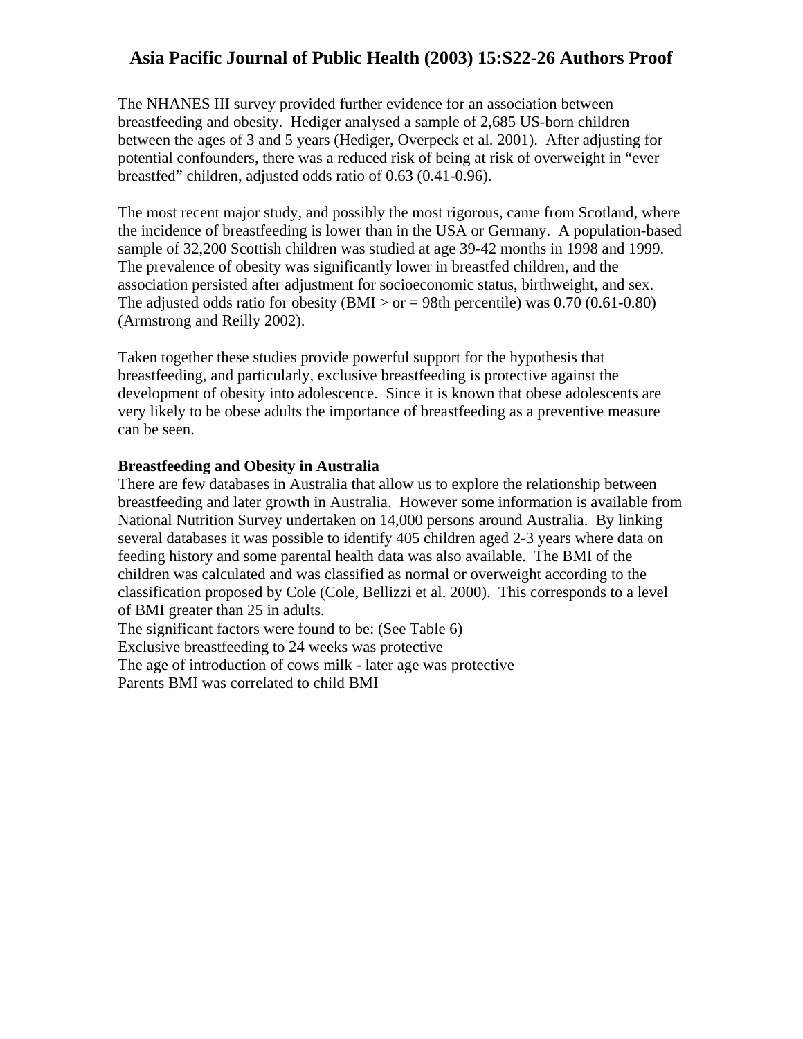The NHANES III survey provided further evidence for an association between breastfeeding and obesity. Hediger analysed a sample of 2,685 US-born children between the ages of 3 and 5 years (Hediger, Overpeck et al. 2001). After adjusting for potential confounders, there was a reduced risk of being at risk of overweight in "ever breastfed" children, adjusted odds ratio of 0.63 (0.41-0.96).

The most recent major study, and possibly the most rigorous, came from Scotland, where the incidence of breastfeeding is lower than in the USA or Germany. A population-based sample of 32,200 Scottish children was studied at age 39-42 months in 1998 and 1999. The prevalence of obesity was significantly lower in breastfed children, and the association persisted after adjustment for socioeconomic status, birthweight, and sex. The adjusted odds ratio for obesity (BMI > or = 98th percentile) was 0.70 (0.61-0.80) (Armstrong and Reilly 2002).

Taken together these studies provide powerful support for the hypothesis that breastfeeding, and particularly, exclusive breastfeeding is protective against the development of obesity into adolescence. Since it is known that obese adolescents are very likely to be obese adults the importance of breastfeeding as a preventive measure can be seen.

**Breastfeeding and Obesity in Australia**

There are few databases in Australia that allow us to explore the relationship between breastfeeding and later growth in Australia. However some information is available from National Nutrition Survey undertaken on 14,000 persons around Australia. By linking several databases it was possible to identify 405 children aged 2-3 years where data on feeding history and some parental health data was also available. The BMI of the children was calculated and was classified as normal or overweight according to the classification proposed by Cole (Cole, Bellizzi et al. 2000). This corresponds to a level of BMI greater than 25 in adults.

The significant factors were found to be: (See Table 6)

Exclusive breastfeeding to 24 weeks was protective

The age of introduction of cows milk - later age was protective

Parents BMI was correlated to child BMI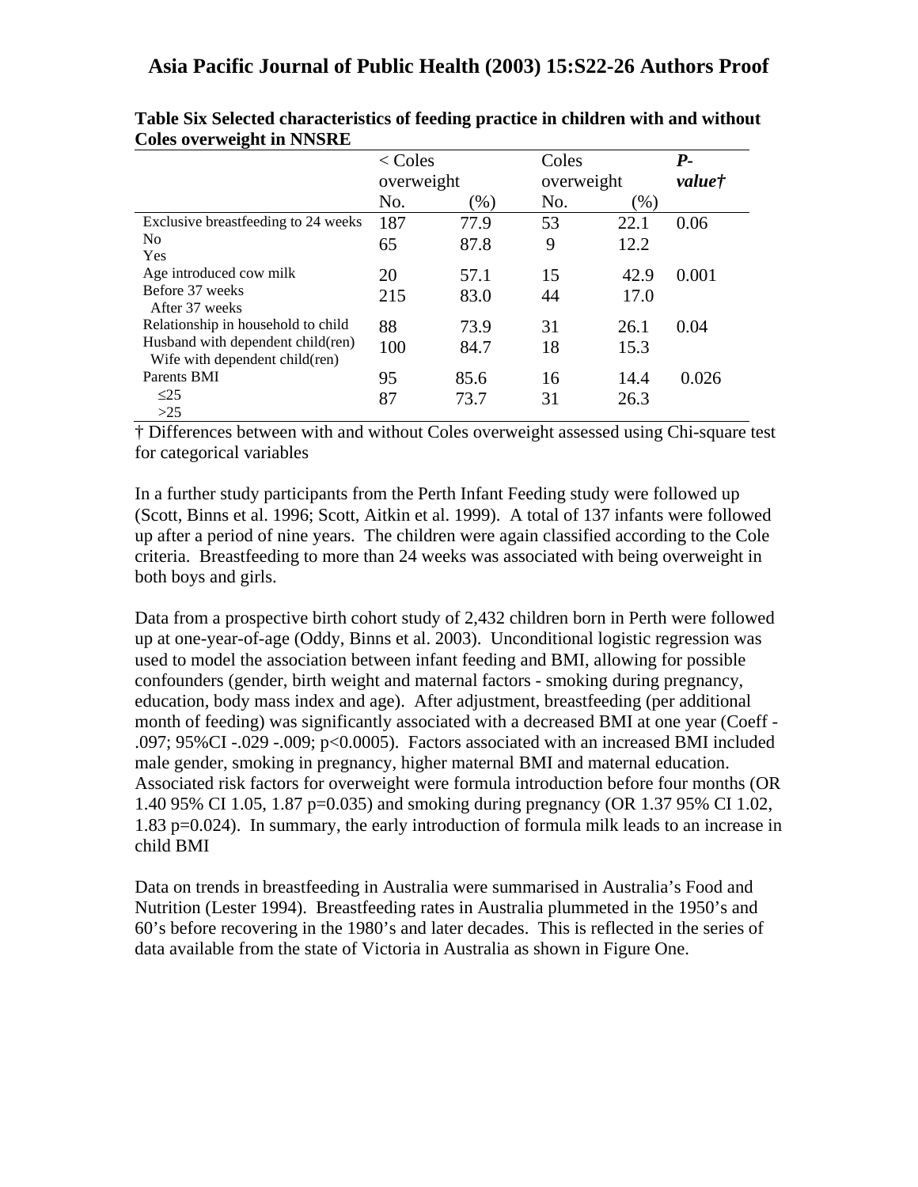**Table Six Selected characteristics of feeding practice in children with and without Coles overweight in NNSRE**

| | < Coles overweight | | Coles overweight | | ***P*-value†** |
|---|---|---|---|---|---|
| | No. | (%) | No. | (%) | |
| Exclusive breastfeeding to 24 weeks | | | | | 0.06 |
| No | 187 | 77.9 | 53 | 22.1 | |
| Yes | 65 | 87.8 | 9 | 12.2 | |
| Age introduced cow milk | | | | | 0.001 |
| Before 37 weeks | 20 | 57.1 | 15 | 42.9 | |
| After 37 weeks | 215 | 83.0 | 44 | 17.0 | |
| Relationship in household to child | | | | | 0.04 |
| Husband with dependent child(ren) | 88 | 73.9 | 31 | 26.1 | |
| Wife with dependent child(ren) | 100 | 84.7 | 18 | 15.3 | |
| Parents BMI | | | | | 0.026 |
| ≤25 | 95 | 85.6 | 16 | 14.4 | |
| >25 | 87 | 73.7 | 31 | 26.3 | |

† Differences between with and without Coles overweight assessed using Chi-square test for categorical variables

In a further study participants from the Perth Infant Feeding study were followed up (Scott, Binns et al. 1996; Scott, Aitkin et al. 1999). A total of 137 infants were followed up after a period of nine years. The children were again classified according to the Cole criteria. Breastfeeding to more than 24 weeks was associated with being overweight in both boys and girls.

Data from a prospective birth cohort study of 2,432 children born in Perth were followed up at one-year-of-age (Oddy, Binns et al. 2003). Unconditional logistic regression was used to model the association between infant feeding and BMI, allowing for possible confounders (gender, birth weight and maternal factors - smoking during pregnancy, education, body mass index and age). After adjustment, breastfeeding (per additional month of feeding) was significantly associated with a decreased BMI at one year (Coeff -.097; 95%CI -.029 -.009; p<0.0005). Factors associated with an increased BMI included male gender, smoking in pregnancy, higher maternal BMI and maternal education. Associated risk factors for overweight were formula introduction before four months (OR 1.40 95% CI 1.05, 1.87 p=0.035) and smoking during pregnancy (OR 1.37 95% CI 1.02, 1.83 p=0.024). In summary, the early introduction of formula milk leads to an increase in child BMI

Data on trends in breastfeeding in Australia were summarised in Australia's Food and Nutrition (Lester 1994). Breastfeeding rates in Australia plummeted in the 1950's and 60's before recovering in the 1980's and later decades. This is reflected in the series of data available from the state of Victoria in Australia as shown in Figure One.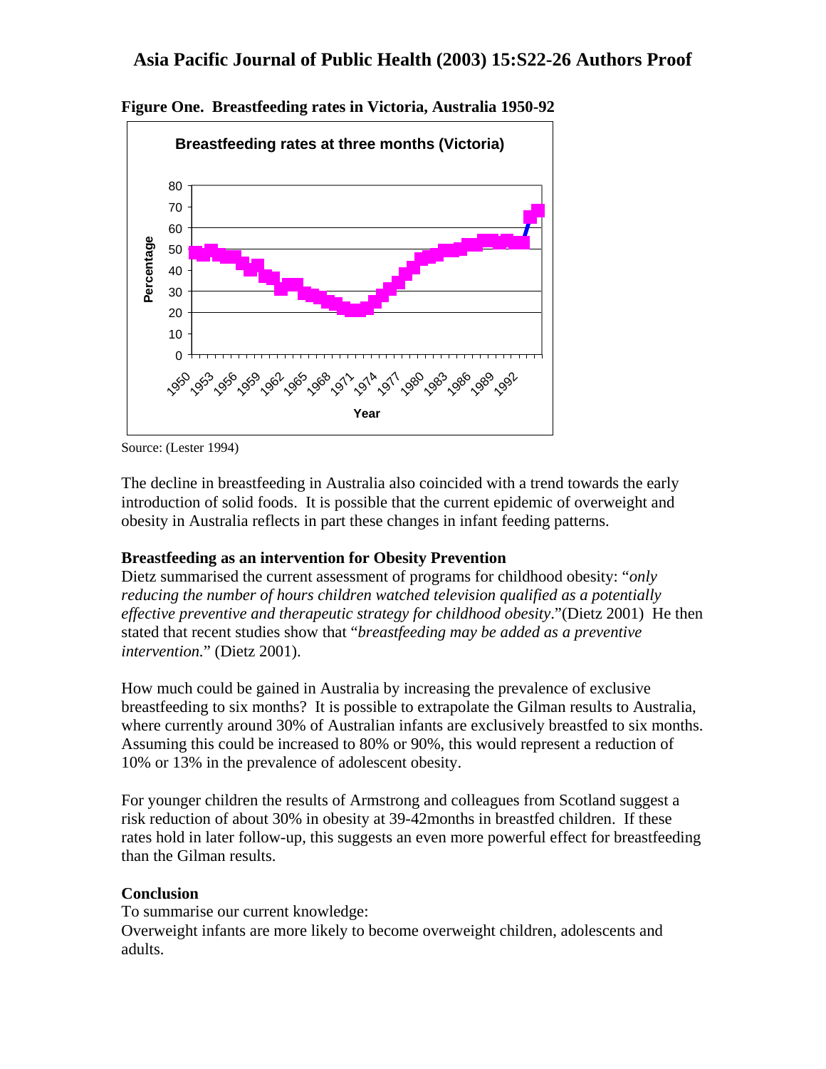**Figure One. Breastfeeding rates in Victoria, Australia 1950-92**

Source: (Lester 1994)

The decline in breastfeeding in Australia also coincided with a trend towards the early introduction of solid foods. It is possible that the current epidemic of overweight and obesity in Australia reflects in part these changes in infant feeding patterns.

### Breastfeeding as an intervention for Obesity Prevention

Dietz summarised the current assessment of programs for childhood obesity: "*only reducing the number of hours children watched television qualified as a potentially effective preventive and therapeutic strategy for childhood obesity*."(Dietz 2001) He then stated that recent studies show that "*breastfeeding may be added as a preventive intervention.*" (Dietz 2001).

How much could be gained in Australia by increasing the prevalence of exclusive breastfeeding to six months? It is possible to extrapolate the Gilman results to Australia, where currently around 30% of Australian infants are exclusively breastfed to six months. Assuming this could be increased to 80% or 90%, this would represent a reduction of 10% or 13% in the prevalence of adolescent obesity.

For younger children the results of Armstrong and colleagues from Scotland suggest a risk reduction of about 30% in obesity at 39-42months in breastfed children. If these rates hold in later follow-up, this suggests an even more powerful effect for breastfeeding than the Gilman results.

### Conclusion

To summarise our current knowledge:

Overweight infants are more likely to become overweight children, adolescents and adults.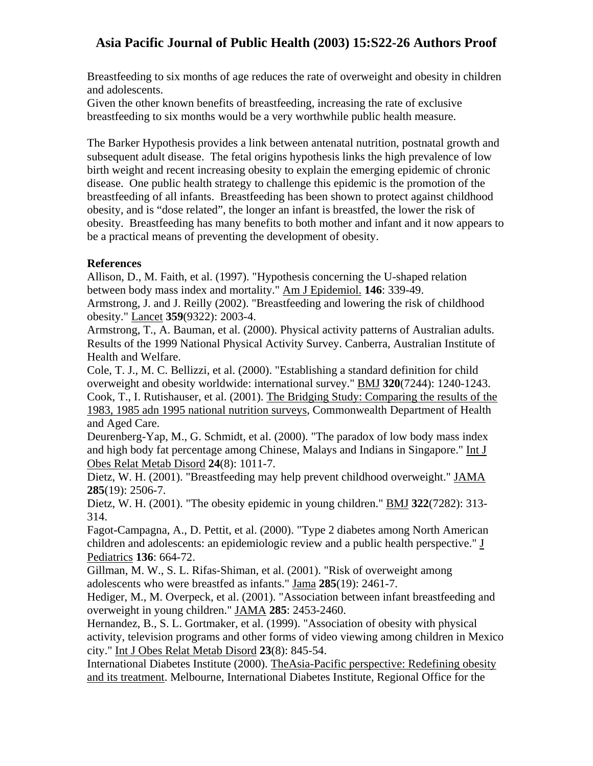Breastfeeding to six months of age reduces the rate of overweight and obesity in children and adolescents.
Given the other known benefits of breastfeeding, increasing the rate of exclusive breastfeeding to six months would be a very worthwhile public health measure.

The Barker Hypothesis provides a link between antenatal nutrition, postnatal growth and subsequent adult disease. The fetal origins hypothesis links the high prevalence of low birth weight and recent increasing obesity to explain the emerging epidemic of chronic disease. One public health strategy to challenge this epidemic is the promotion of the breastfeeding of all infants. Breastfeeding has been shown to protect against childhood obesity, and is "dose related", the longer an infant is breastfed, the lower the risk of obesity. Breastfeeding has many benefits to both mother and infant and it now appears to be a practical means of preventing the development of obesity.

**References**

Allison, D., M. Faith, et al. (1997). "Hypothesis concerning the U-shaped relation between body mass index and mortality." Am J Epidemiol. **146**: 339-49.
Armstrong, J. and J. Reilly (2002). "Breastfeeding and lowering the risk of childhood obesity." Lancet **359**(9322): 2003-4.
Armstrong, T., A. Bauman, et al. (2000). Physical activity patterns of Australian adults. Results of the 1999 National Physical Activity Survey. Canberra, Australian Institute of Health and Welfare.
Cole, T. J., M. C. Bellizzi, et al. (2000). "Establishing a standard definition for child overweight and obesity worldwide: international survey." BMJ **320**(7244): 1240-1243.
Cook, T., I. Rutishauser, et al. (2001). The Bridging Study: Comparing the results of the 1983, 1985 adn 1995 national nutrition surveys, Commonwealth Department of Health and Aged Care.
Deurenberg-Yap, M., G. Schmidt, et al. (2000). "The paradox of low body mass index and high body fat percentage among Chinese, Malays and Indians in Singapore." Int J Obes Relat Metab Disord **24**(8): 1011-7.
Dietz, W. H. (2001). "Breastfeeding may help prevent childhood overweight." JAMA **285**(19): 2506-7.
Dietz, W. H. (2001). "The obesity epidemic in young children." BMJ **322**(7282): 313-314.
Fagot-Campagna, A., D. Pettit, et al. (2000). "Type 2 diabetes among North American children and adolescents: an epidemiologic review and a public health perspective." J Pediatrics **136**: 664-72.
Gillman, M. W., S. L. Rifas-Shiman, et al. (2001). "Risk of overweight among adolescents who were breastfed as infants." Jama **285**(19): 2461-7.
Hediger, M., M. Overpeck, et al. (2001). "Association between infant breastfeeding and overweight in young children." JAMA **285**: 2453-2460.
Hernandez, B., S. L. Gortmaker, et al. (1999). "Association of obesity with physical activity, television programs and other forms of video viewing among children in Mexico city." Int J Obes Relat Metab Disord **23**(8): 845-54.
International Diabetes Institute (2000). TheAsia-Pacific perspective: Redefining obesity and its treatment. Melbourne, International Diabetes Institute, Regional Office for the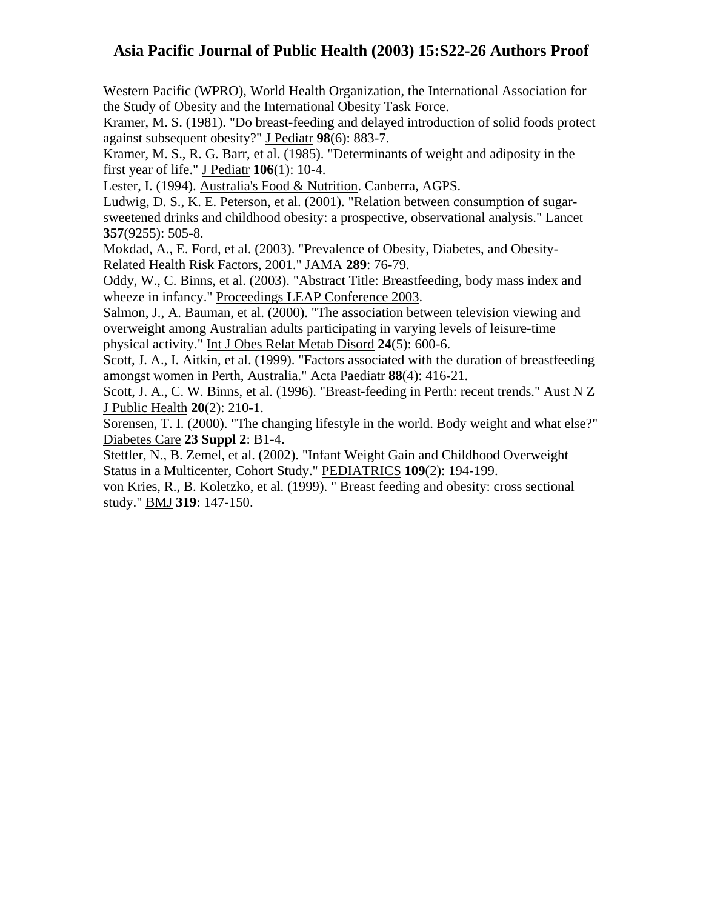Western Pacific (WPRO), World Health Organization, the International Association for the Study of Obesity and the International Obesity Task Force.

Kramer, M. S. (1981). "Do breast-feeding and delayed introduction of solid foods protect against subsequent obesity?" J Pediatr **98**(6): 883-7.

Kramer, M. S., R. G. Barr, et al. (1985). "Determinants of weight and adiposity in the first year of life." J Pediatr **106**(1): 10-4.

Lester, I. (1994). Australia's Food & Nutrition. Canberra, AGPS.

Ludwig, D. S., K. E. Peterson, et al. (2001). "Relation between consumption of sugar-sweetened drinks and childhood obesity: a prospective, observational analysis." Lancet **357**(9255): 505-8.

Mokdad, A., E. Ford, et al. (2003). "Prevalence of Obesity, Diabetes, and Obesity-Related Health Risk Factors, 2001." JAMA **289**: 76-79.

Oddy, W., C. Binns, et al. (2003). "Abstract Title: Breastfeeding, body mass index and wheeze in infancy." Proceedings LEAP Conference 2003.

Salmon, J., A. Bauman, et al. (2000). "The association between television viewing and overweight among Australian adults participating in varying levels of leisure-time physical activity." Int J Obes Relat Metab Disord **24**(5): 600-6.

Scott, J. A., I. Aitkin, et al. (1999). "Factors associated with the duration of breastfeeding amongst women in Perth, Australia." Acta Paediatr **88**(4): 416-21.

Scott, J. A., C. W. Binns, et al. (1996). "Breast-feeding in Perth: recent trends." Aust N Z J Public Health **20**(2): 210-1.

Sorensen, T. I. (2000). "The changing lifestyle in the world. Body weight and what else?" Diabetes Care **23 Suppl 2**: B1-4.

Stettler, N., B. Zemel, et al. (2002). "Infant Weight Gain and Childhood Overweight Status in a Multicenter, Cohort Study." PEDIATRICS **109**(2): 194-199.

von Kries, R., B. Koletzko, et al. (1999). " Breast feeding and obesity: cross sectional study." BMJ **319**: 147-150.